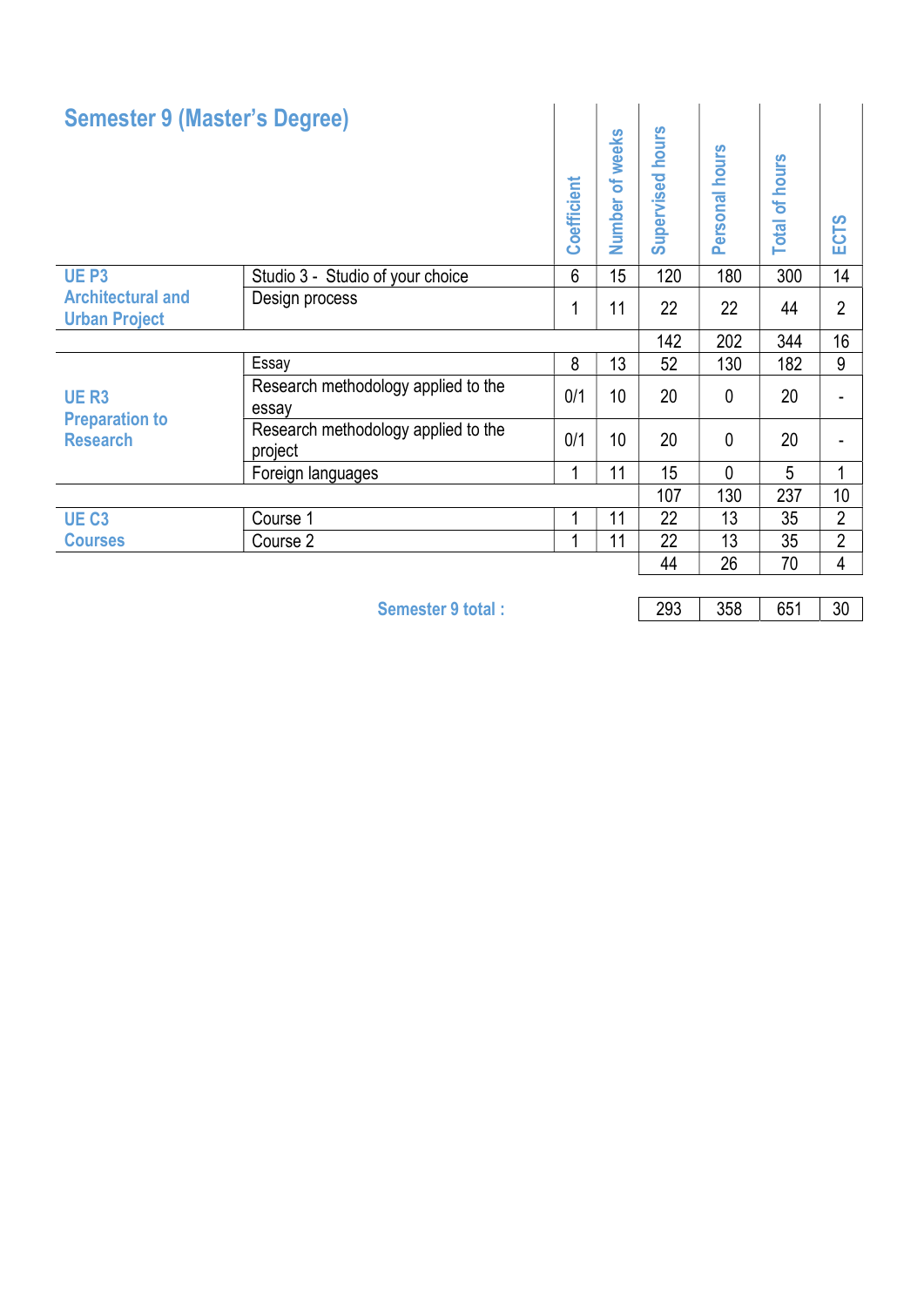## Semester 9 (Master's Degree)

| | | Coefficient | Number of weeks | Supervised hours | Personal hours | Total of hours | ECTS |
|---|---|---|---|---|---|---|---|
| UE P3 Architectural and Urban Project | Studio 3 - Studio of your choice | 6 | 15 | 120 | 180 | 300 | 14 |
| | Design process | 1 | 11 | 22 | 22 | 44 | 2 |
| | | | | 142 | 202 | 344 | 16 |
| UE R3 Preparation to Research | Essay | 8 | 13 | 52 | 130 | 182 | 9 |
| | Research methodology applied to the essay | 0/1 | 10 | 20 | 0 | 20 | - |
| | Research methodology applied to the project | 0/1 | 10 | 20 | 0 | 20 | - |
| | Foreign languages | 1 | 11 | 15 | 0 | 5 | 1 |
| | | | | 107 | 130 | 237 | 10 |
| UE C3 Courses | Course 1 | 1 | 11 | 22 | 13 | 35 | 2 |
| | Course 2 | 1 | 11 | 22 | 13 | 35 | 2 |
| | | | | 44 | 26 | 70 | 4 |
| | **Semester 9 total :** | | | 293 | 358 | 651 | 30 |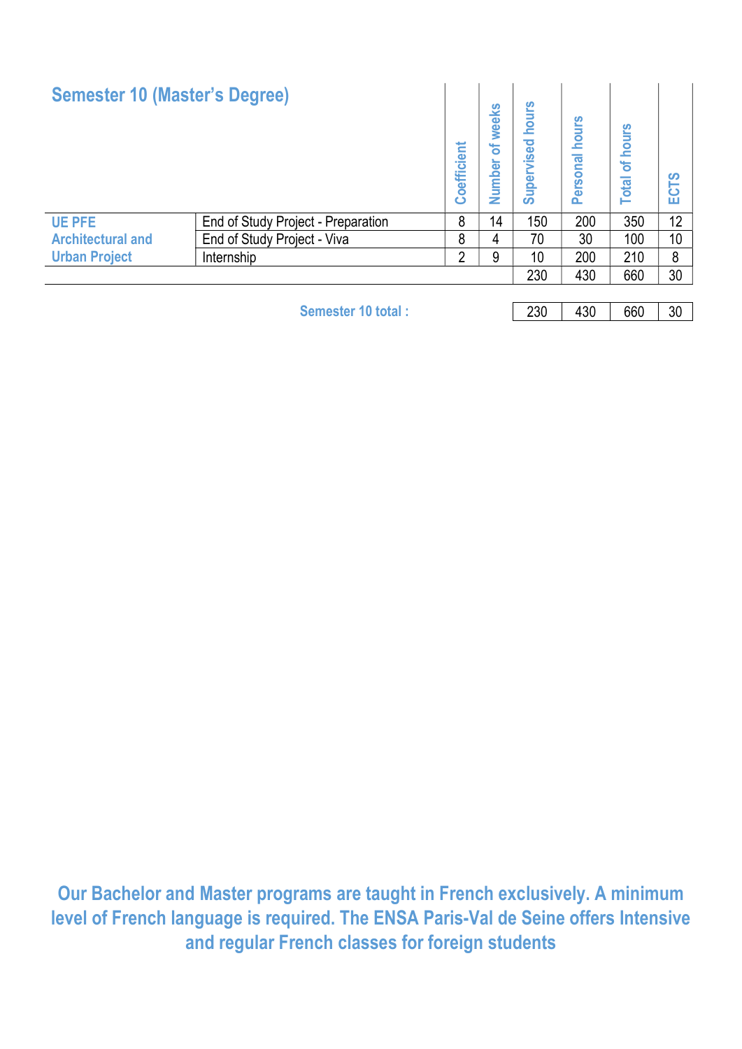## Semester 10 (Master's Degree)

| | | Coefficient | Number of weeks | Supervised hours | Personal hours | Total of hours | ECTS |
|---|---|---|---|---|---|---|---|
| **UE PFE Architectural and Urban Project** | End of Study Project - Preparation | 8 | 14 | 150 | 200 | 350 | 12 |
| | End of Study Project - Viva | 8 | 4 | 70 | 30 | 100 | 10 |
| | Internship | 2 | 9 | 10 | 200 | 210 | 8 |
| | | | | 230 | 430 | 660 | 30 |
| | **Semester 10 total :** | | | 230 | 430 | 660 | 30 |

**Our Bachelor and Master programs are taught in French exclusively. A minimum level of French language is required. The ENSA Paris-Val de Seine offers Intensive and regular French classes for foreign students**